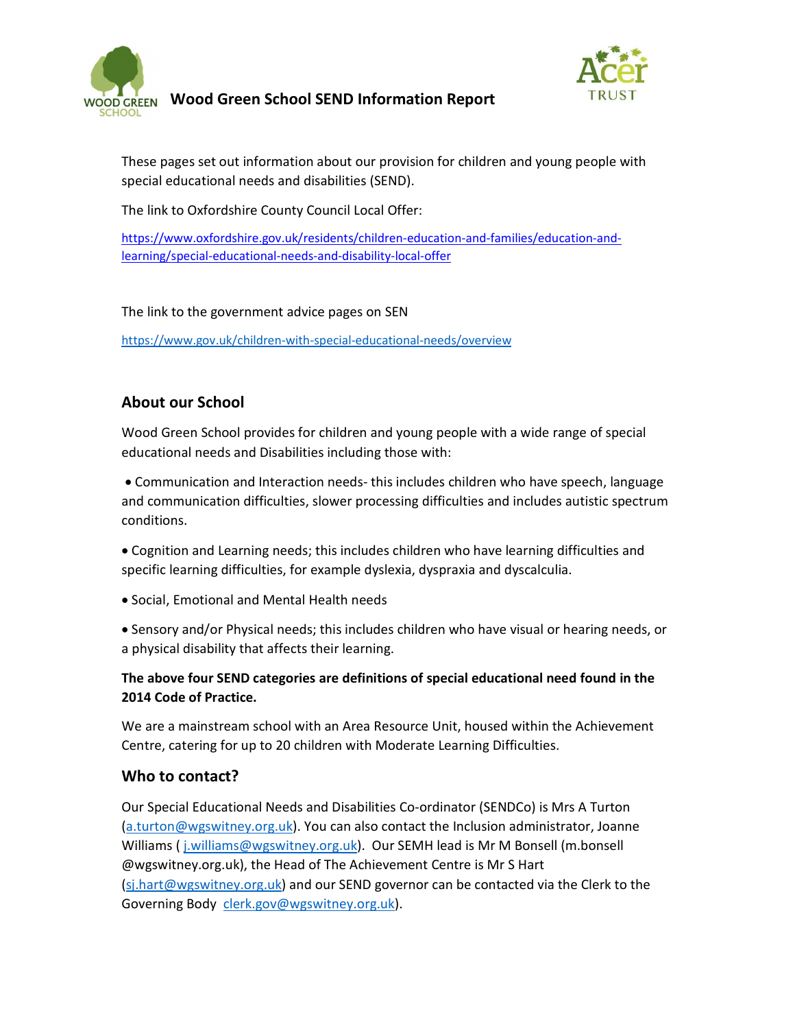# Wood Green School SEND Information Report

These pages set out information about our provision for children and young people with special educational needs and disabilities (SEND).

The link to Oxfordshire County Council Local Offer:

https://www.oxfordshire.gov.uk/residents/children-education-and-families/education-and-learning/special-educational-needs-and-disability-local-offer

The link to the government advice pages on SEN

https://www.gov.uk/children-with-special-educational-needs/overview

## About our School

Wood Green School provides for children and young people with a wide range of special educational needs and Disabilities including those with:

- Communication and Interaction needs- this includes children who have speech, language and communication difficulties, slower processing difficulties and includes autistic spectrum conditions.
- Cognition and Learning needs; this includes children who have learning difficulties and specific learning difficulties, for example dyslexia, dyspraxia and dyscalculia.
- Social, Emotional and Mental Health needs
- Sensory and/or Physical needs; this includes children who have visual or hearing needs, or a physical disability that affects their learning.

**The above four SEND categories are definitions of special educational need found in the 2014 Code of Practice.**

We are a mainstream school with an Area Resource Unit, housed within the Achievement Centre, catering for up to 20 children with Moderate Learning Difficulties.

## Who to contact?

Our Special Educational Needs and Disabilities Co-ordinator (SENDCo) is Mrs A Turton (a.turton@wgswitney.org.uk). You can also contact the Inclusion administrator, Joanne Williams ( j.williams@wgswitney.org.uk). Our SEMH lead is Mr M Bonsell (m.bonsell @wgswitney.org.uk), the Head of The Achievement Centre is Mr S Hart (sj.hart@wgswitney.org.uk) and our SEND governor can be contacted via the Clerk to the Governing Body clerk.gov@wgswitney.org.uk).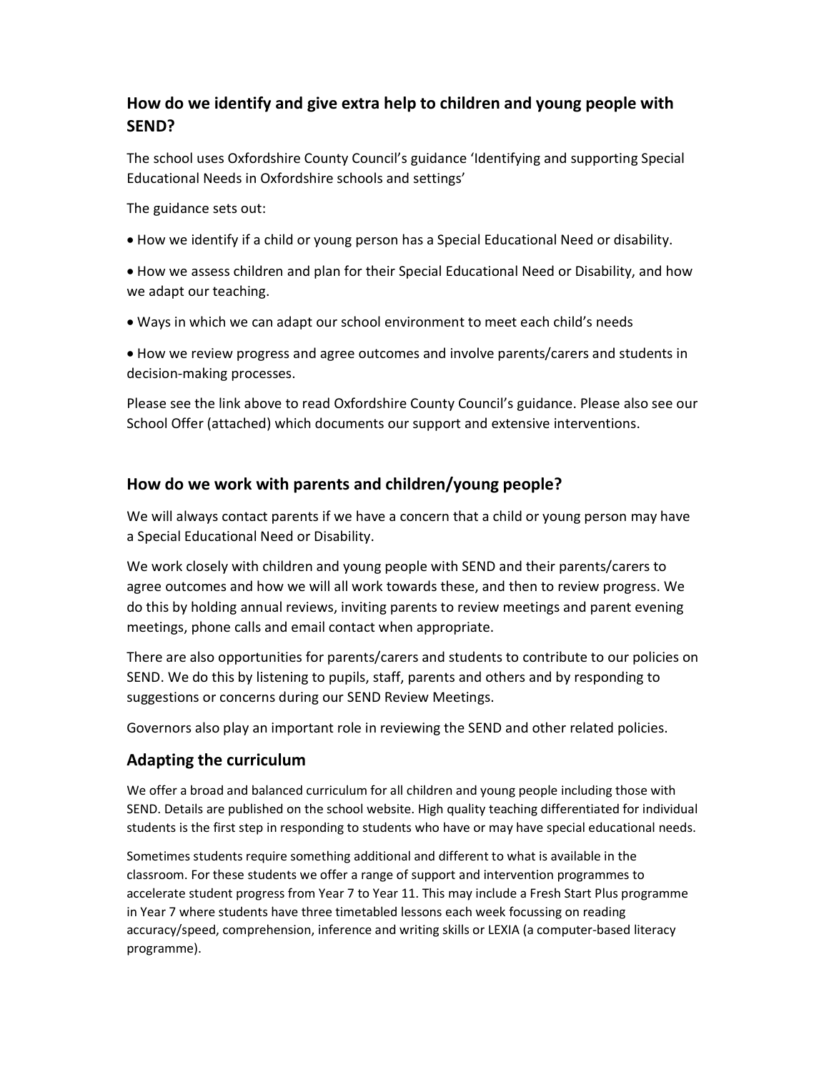## How do we identify and give extra help to children and young people with SEND?

The school uses Oxfordshire County Council's guidance 'Identifying and supporting Special Educational Needs in Oxfordshire schools and settings'

The guidance sets out:

- How we identify if a child or young person has a Special Educational Need or disability.
- How we assess children and plan for their Special Educational Need or Disability, and how we adapt our teaching.
- Ways in which we can adapt our school environment to meet each child's needs
- How we review progress and agree outcomes and involve parents/carers and students in decision-making processes.

Please see the link above to read Oxfordshire County Council's guidance. Please also see our School Offer (attached) which documents our support and extensive interventions.

## How do we work with parents and children/young people?

We will always contact parents if we have a concern that a child or young person may have a Special Educational Need or Disability.

We work closely with children and young people with SEND and their parents/carers to agree outcomes and how we will all work towards these, and then to review progress. We do this by holding annual reviews, inviting parents to review meetings and parent evening meetings, phone calls and email contact when appropriate.

There are also opportunities for parents/carers and students to contribute to our policies on SEND. We do this by listening to pupils, staff, parents and others and by responding to suggestions or concerns during our SEND Review Meetings.

Governors also play an important role in reviewing the SEND and other related policies.

## Adapting the curriculum

We offer a broad and balanced curriculum for all children and young people including those with SEND. Details are published on the school website. High quality teaching differentiated for individual students is the first step in responding to students who have or may have special educational needs.

Sometimes students require something additional and different to what is available in the classroom. For these students we offer a range of support and intervention programmes to accelerate student progress from Year 7 to Year 11. This may include a Fresh Start Plus programme in Year 7 where students have three timetabled lessons each week focussing on reading accuracy/speed, comprehension, inference and writing skills or LEXIA (a computer-based literacy programme).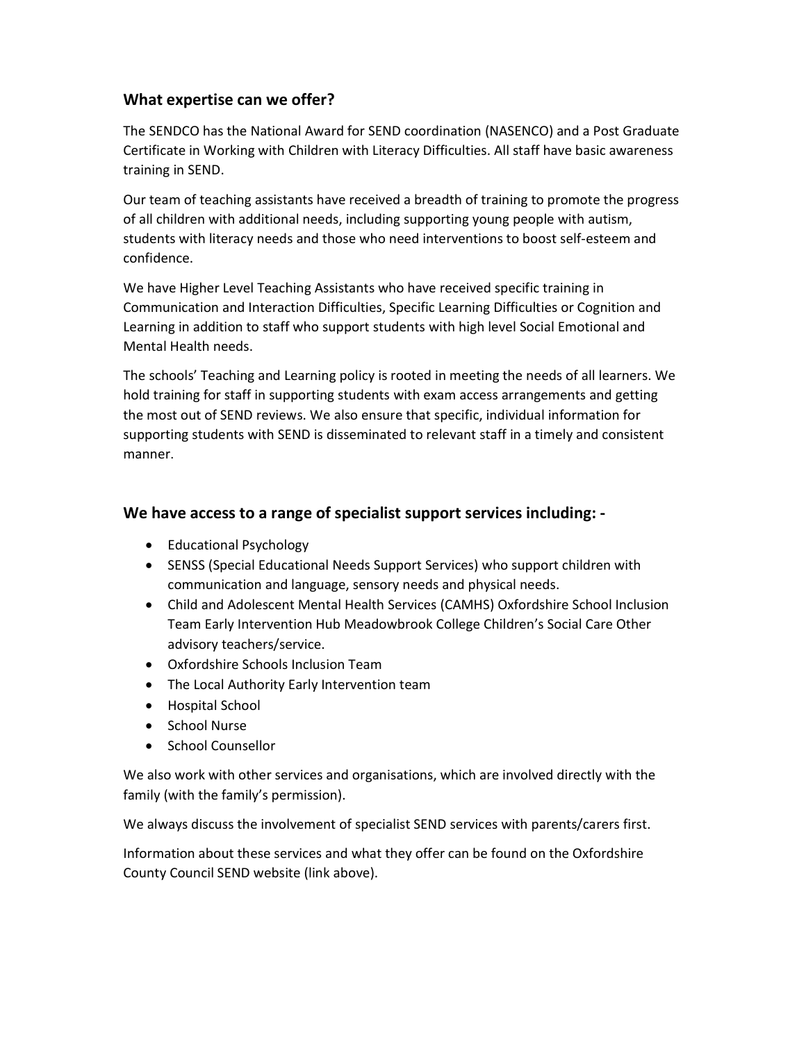## What expertise can we offer?

The SENDCO has the National Award for SEND coordination (NASENCO) and a Post Graduate Certificate in Working with Children with Literacy Difficulties. All staff have basic awareness training in SEND.

Our team of teaching assistants have received a breadth of training to promote the progress of all children with additional needs, including supporting young people with autism, students with literacy needs and those who need interventions to boost self-esteem and confidence.

We have Higher Level Teaching Assistants who have received specific training in Communication and Interaction Difficulties, Specific Learning Difficulties or Cognition and Learning in addition to staff who support students with high level Social Emotional and Mental Health needs.

The schools' Teaching and Learning policy is rooted in meeting the needs of all learners. We hold training for staff in supporting students with exam access arrangements and getting the most out of SEND reviews. We also ensure that specific, individual information for supporting students with SEND is disseminated to relevant staff in a timely and consistent manner.

## We have access to a range of specialist support services including: -

- Educational Psychology
- SENSS (Special Educational Needs Support Services) who support children with communication and language, sensory needs and physical needs.
- Child and Adolescent Mental Health Services (CAMHS) Oxfordshire School Inclusion Team Early Intervention Hub Meadowbrook College Children's Social Care Other advisory teachers/service.
- Oxfordshire Schools Inclusion Team
- The Local Authority Early Intervention team
- Hospital School
- School Nurse
- School Counsellor

We also work with other services and organisations, which are involved directly with the family (with the family's permission).

We always discuss the involvement of specialist SEND services with parents/carers first.

Information about these services and what they offer can be found on the Oxfordshire County Council SEND website (link above).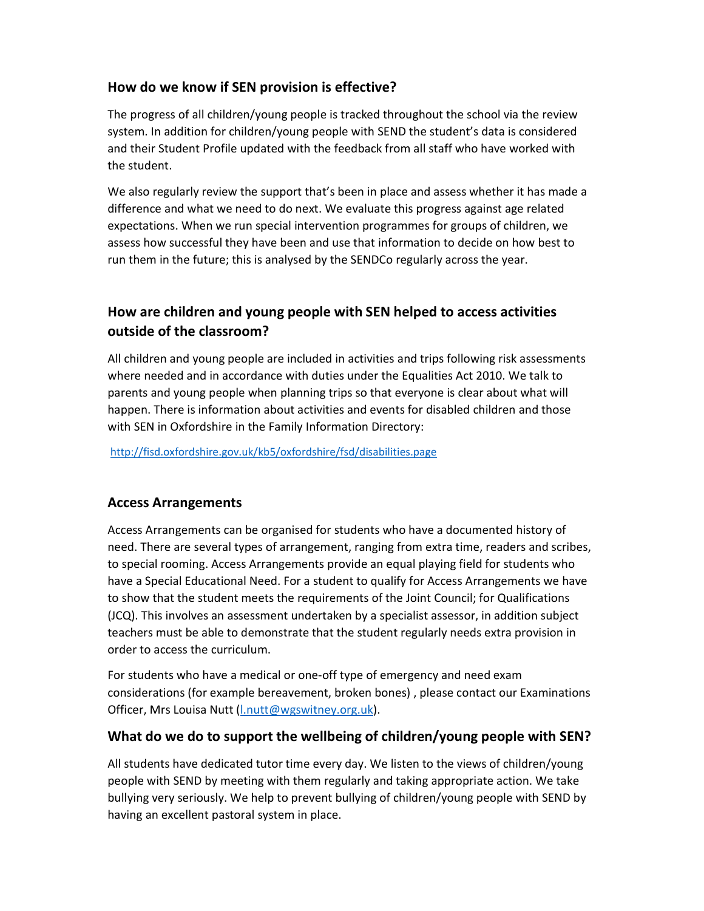## How do we know if SEN provision is effective?

The progress of all children/young people is tracked throughout the school via the review system. In addition for children/young people with SEND the student's data is considered and their Student Profile updated with the feedback from all staff who have worked with the student.

We also regularly review the support that's been in place and assess whether it has made a difference and what we need to do next. We evaluate this progress against age related expectations. When we run special intervention programmes for groups of children, we assess how successful they have been and use that information to decide on how best to run them in the future; this is analysed by the SENDCo regularly across the year.

## How are children and young people with SEN helped to access activities outside of the classroom?

All children and young people are included in activities and trips following risk assessments where needed and in accordance with duties under the Equalities Act 2010. We talk to parents and young people when planning trips so that everyone is clear about what will happen. There is information about activities and events for disabled children and those with SEN in Oxfordshire in the Family Information Directory:

[http://fisd.oxfordshire.gov.uk/kb5/oxfordshire/fsd/disabilities.page](http://fisd.oxfordshire.gov.uk/kb5/oxfordshire/fsd/disabilities.page)

## Access Arrangements

Access Arrangements can be organised for students who have a documented history of need. There are several types of arrangement, ranging from extra time, readers and scribes, to special rooming. Access Arrangements provide an equal playing field for students who have a Special Educational Need. For a student to qualify for Access Arrangements we have to show that the student meets the requirements of the Joint Council; for Qualifications (JCQ). This involves an assessment undertaken by a specialist assessor, in addition subject teachers must be able to demonstrate that the student regularly needs extra provision in order to access the curriculum.

For students who have a medical or one-off type of emergency and need exam considerations (for example bereavement, broken bones) , please contact our Examinations Officer, Mrs Louisa Nutt ([l.nutt@wgswitney.org.uk](mailto:l.nutt@wgswitney.org.uk)).

## What do we do to support the wellbeing of children/young people with SEN?

All students have dedicated tutor time every day. We listen to the views of children/young people with SEND by meeting with them regularly and taking appropriate action. We take bullying very seriously. We help to prevent bullying of children/young people with SEND by having an excellent pastoral system in place.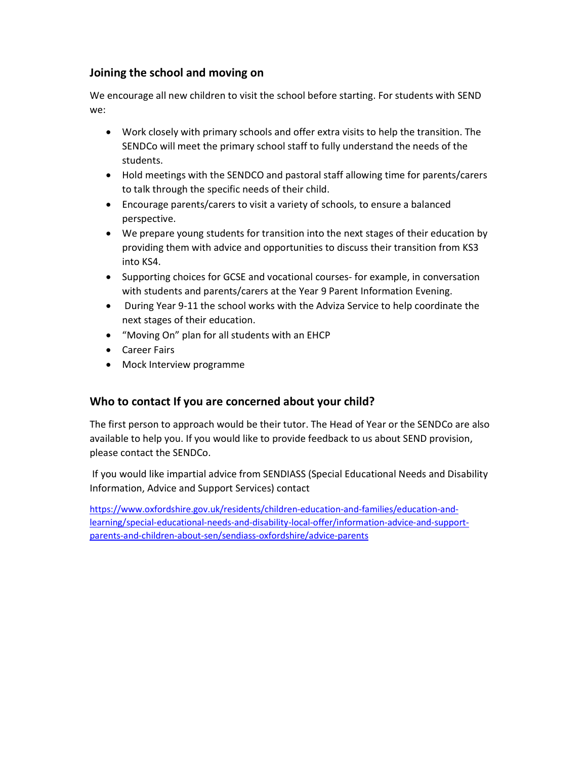## Joining the school and moving on

We encourage all new children to visit the school before starting. For students with SEND we:

- Work closely with primary schools and offer extra visits to help the transition. The SENDCo will meet the primary school staff to fully understand the needs of the students.
- Hold meetings with the SENDCO and pastoral staff allowing time for parents/carers to talk through the specific needs of their child.
- Encourage parents/carers to visit a variety of schools, to ensure a balanced perspective.
- We prepare young students for transition into the next stages of their education by providing them with advice and opportunities to discuss their transition from KS3 into KS4.
- Supporting choices for GCSE and vocational courses- for example, in conversation with students and parents/carers at the Year 9 Parent Information Evening.
- During Year 9-11 the school works with the Adviza Service to help coordinate the next stages of their education.
- "Moving On" plan for all students with an EHCP
- Career Fairs
- Mock Interview programme

## Who to contact If you are concerned about your child?

The first person to approach would be their tutor. The Head of Year or the SENDCo are also available to help you. If you would like to provide feedback to us about SEND provision, please contact the SENDCo.

If you would like impartial advice from SENDIASS (Special Educational Needs and Disability Information, Advice and Support Services) contact

https://www.oxfordshire.gov.uk/residents/children-education-and-families/education-and-learning/special-educational-needs-and-disability-local-offer/information-advice-and-support-parents-and-children-about-sen/sendiass-oxfordshire/advice-parents